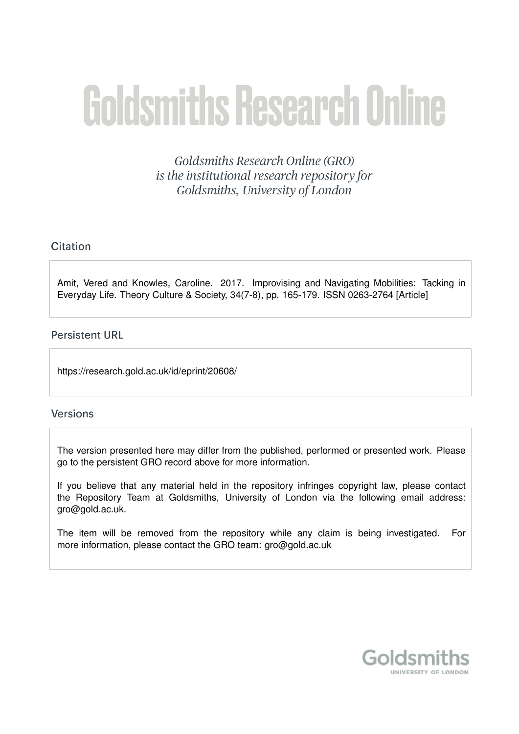# Goldsmiths Research Online

*Goldsmiths Research Online (GRO) is the institutional research repository for Goldsmiths, University of London*

## Citation

Amit, Vered and Knowles, Caroline. 2017. Improvising and Navigating Mobilities: Tacking in Everyday Life. Theory Culture & Society, 34(7-8), pp. 165-179. ISSN 0263-2764 [Article]

## Persistent URL

https://research.gold.ac.uk/id/eprint/20608/

## Versions

The version presented here may differ from the published, performed or presented work. Please go to the persistent GRO record above for more information.

If you believe that any material held in the repository infringes copyright law, please contact the Repository Team at Goldsmiths, University of London via the following email address: gro@gold.ac.uk.

The item will be removed from the repository while any claim is being investigated. For more information, please contact the GRO team: gro@gold.ac.uk

Goldsmiths
UNIVERSITY OF LONDON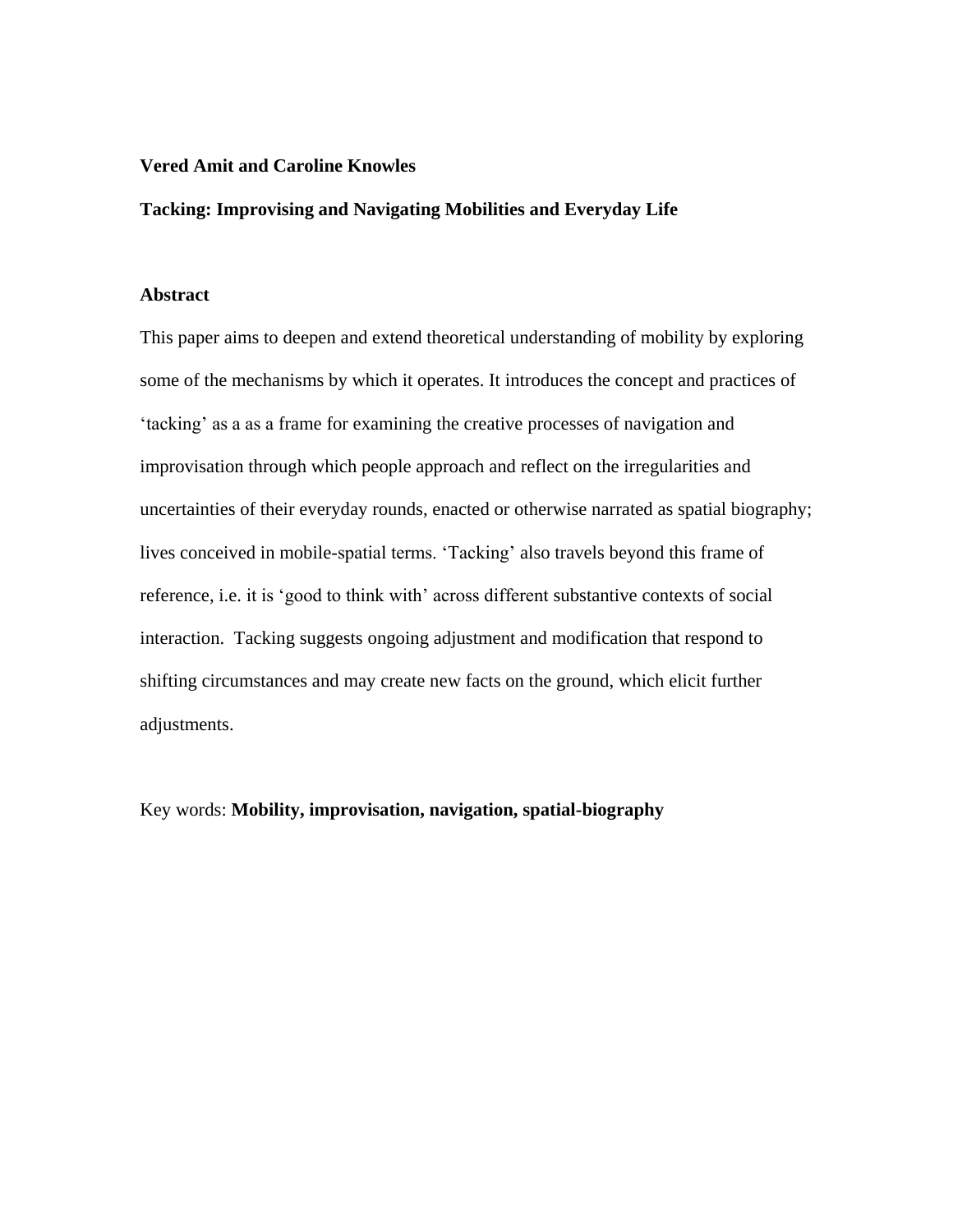**Vered Amit and Caroline Knowles**

**Tacking: Improvising and Navigating Mobilities and Everyday Life**

## Abstract

This paper aims to deepen and extend theoretical understanding of mobility by exploring some of the mechanisms by which it operates. It introduces the concept and practices of 'tacking' as a as a frame for examining the creative processes of navigation and improvisation through which people approach and reflect on the irregularities and uncertainties of their everyday rounds, enacted or otherwise narrated as spatial biography; lives conceived in mobile-spatial terms. 'Tacking' also travels beyond this frame of reference, i.e. it is 'good to think with' across different substantive contexts of social interaction. Tacking suggests ongoing adjustment and modification that respond to shifting circumstances and may create new facts on the ground, which elicit further adjustments.

Key words: **Mobility, improvisation, navigation, spatial-biography**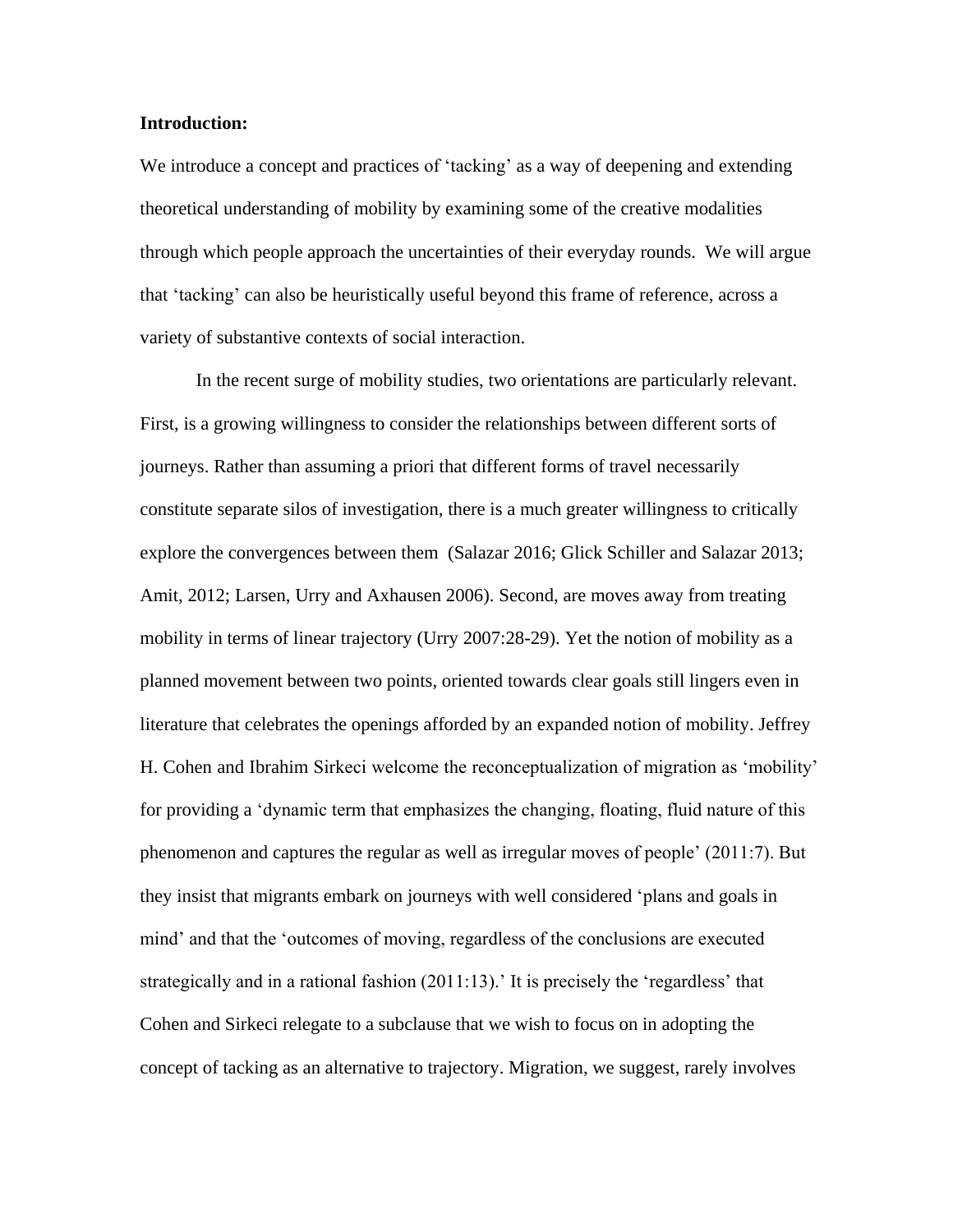**Introduction:**

We introduce a concept and practices of 'tacking' as a way of deepening and extending theoretical understanding of mobility by examining some of the creative modalities through which people approach the uncertainties of their everyday rounds. We will argue that 'tacking' can also be heuristically useful beyond this frame of reference, across a variety of substantive contexts of social interaction.

In the recent surge of mobility studies, two orientations are particularly relevant. First, is a growing willingness to consider the relationships between different sorts of journeys. Rather than assuming a priori that different forms of travel necessarily constitute separate silos of investigation, there is a much greater willingness to critically explore the convergences between them (Salazar 2016; Glick Schiller and Salazar 2013; Amit, 2012; Larsen, Urry and Axhausen 2006). Second, are moves away from treating mobility in terms of linear trajectory (Urry 2007:28-29). Yet the notion of mobility as a planned movement between two points, oriented towards clear goals still lingers even in literature that celebrates the openings afforded by an expanded notion of mobility. Jeffrey H. Cohen and Ibrahim Sirkeci welcome the reconceptualization of migration as 'mobility' for providing a 'dynamic term that emphasizes the changing, floating, fluid nature of this phenomenon and captures the regular as well as irregular moves of people' (2011:7). But they insist that migrants embark on journeys with well considered 'plans and goals in mind' and that the 'outcomes of moving, regardless of the conclusions are executed strategically and in a rational fashion (2011:13).' It is precisely the 'regardless' that Cohen and Sirkeci relegate to a subclause that we wish to focus on in adopting the concept of tacking as an alternative to trajectory. Migration, we suggest, rarely involves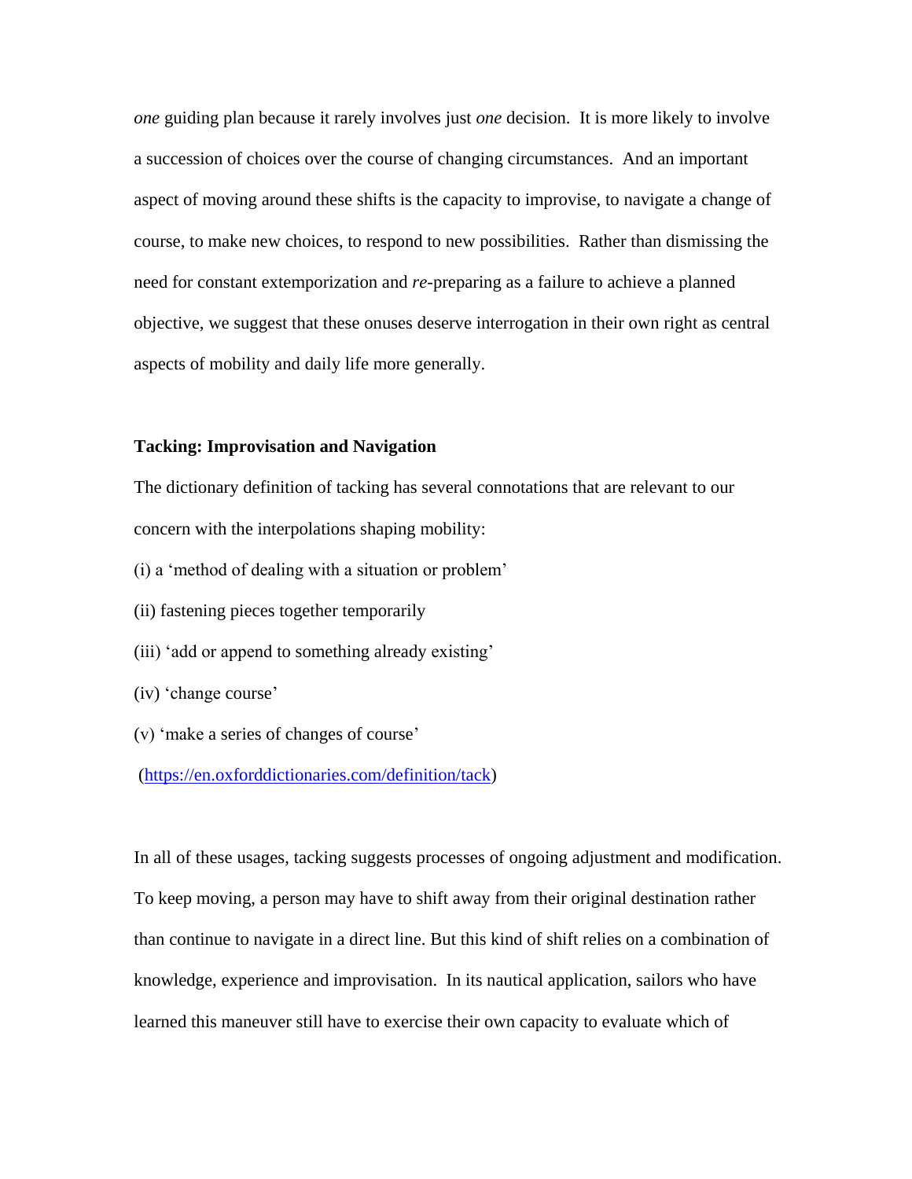*one* guiding plan because it rarely involves just *one* decision. It is more likely to involve a succession of choices over the course of changing circumstances. And an important aspect of moving around these shifts is the capacity to improvise, to navigate a change of course, to make new choices, to respond to new possibilities. Rather than dismissing the need for constant extemporization and *re*-preparing as a failure to achieve a planned objective, we suggest that these onuses deserve interrogation in their own right as central aspects of mobility and daily life more generally.

**Tacking: Improvisation and Navigation**

The dictionary definition of tacking has several connotations that are relevant to our concern with the interpolations shaping mobility:

(i) a 'method of dealing with a situation or problem'

(ii) fastening pieces together temporarily

(iii) 'add or append to something already existing'

(iv) 'change course'

(v) 'make a series of changes of course'

(https://en.oxforddictionaries.com/definition/tack)

In all of these usages, tacking suggests processes of ongoing adjustment and modification. To keep moving, a person may have to shift away from their original destination rather than continue to navigate in a direct line. But this kind of shift relies on a combination of knowledge, experience and improvisation. In its nautical application, sailors who have learned this maneuver still have to exercise their own capacity to evaluate which of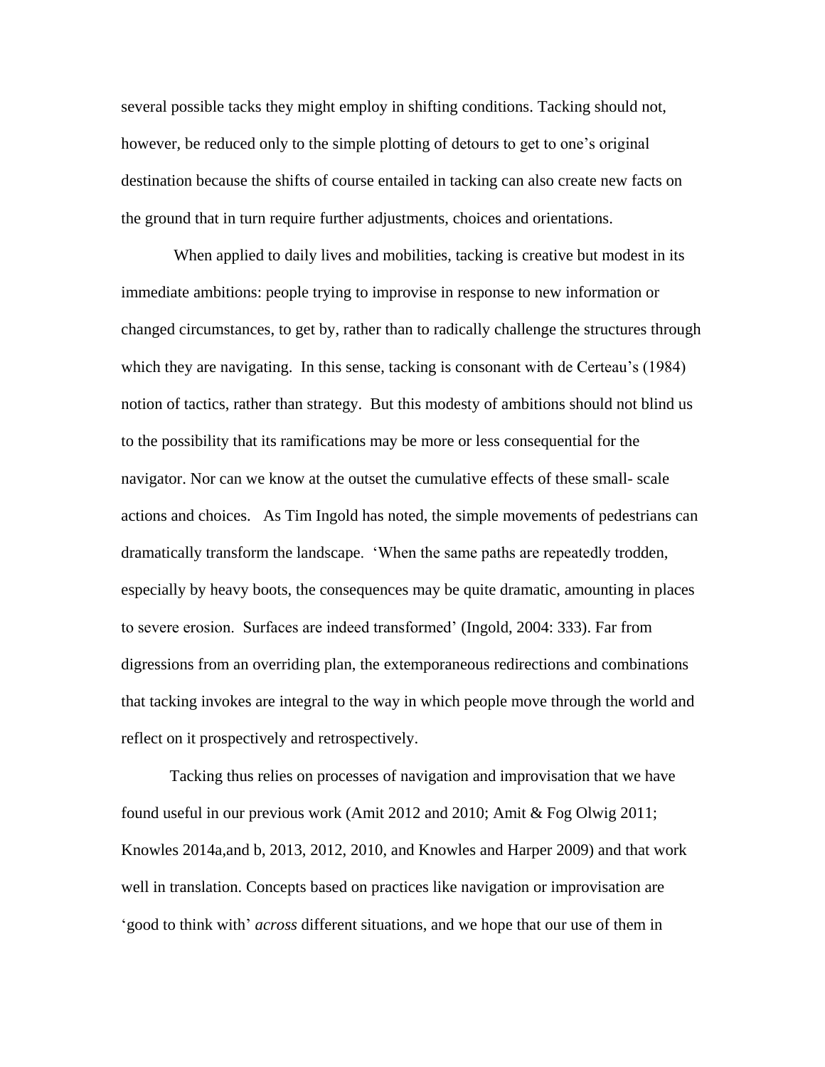several possible tacks they might employ in shifting conditions. Tacking should not, however, be reduced only to the simple plotting of detours to get to one's original destination because the shifts of course entailed in tacking can also create new facts on the ground that in turn require further adjustments, choices and orientations.

When applied to daily lives and mobilities, tacking is creative but modest in its immediate ambitions: people trying to improvise in response to new information or changed circumstances, to get by, rather than to radically challenge the structures through which they are navigating. In this sense, tacking is consonant with de Certeau's (1984) notion of tactics, rather than strategy. But this modesty of ambitions should not blind us to the possibility that its ramifications may be more or less consequential for the navigator. Nor can we know at the outset the cumulative effects of these small- scale actions and choices. As Tim Ingold has noted, the simple movements of pedestrians can dramatically transform the landscape. 'When the same paths are repeatedly trodden, especially by heavy boots, the consequences may be quite dramatic, amounting in places to severe erosion. Surfaces are indeed transformed' (Ingold, 2004: 333). Far from digressions from an overriding plan, the extemporaneous redirections and combinations that tacking invokes are integral to the way in which people move through the world and reflect on it prospectively and retrospectively.

Tacking thus relies on processes of navigation and improvisation that we have found useful in our previous work (Amit 2012 and 2010; Amit & Fog Olwig 2011; Knowles 2014a,and b, 2013, 2012, 2010, and Knowles and Harper 2009) and that work well in translation. Concepts based on practices like navigation or improvisation are 'good to think with' *across* different situations, and we hope that our use of them in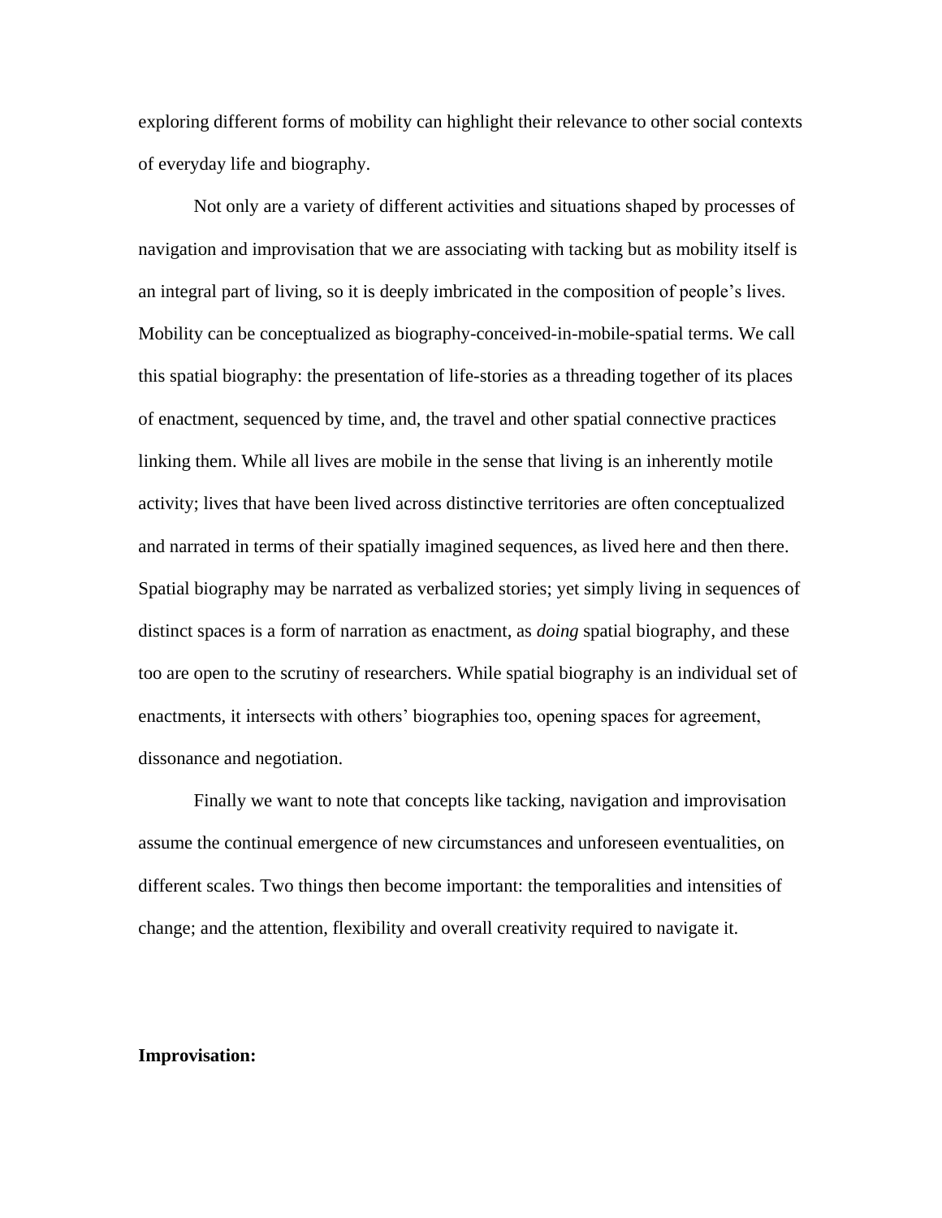exploring different forms of mobility can highlight their relevance to other social contexts of everyday life and biography.

Not only are a variety of different activities and situations shaped by processes of navigation and improvisation that we are associating with tacking but as mobility itself is an integral part of living, so it is deeply imbricated in the composition of people's lives. Mobility can be conceptualized as biography-conceived-in-mobile-spatial terms. We call this spatial biography: the presentation of life-stories as a threading together of its places of enactment, sequenced by time, and, the travel and other spatial connective practices linking them. While all lives are mobile in the sense that living is an inherently motile activity; lives that have been lived across distinctive territories are often conceptualized and narrated in terms of their spatially imagined sequences, as lived here and then there. Spatial biography may be narrated as verbalized stories; yet simply living in sequences of distinct spaces is a form of narration as enactment, as *doing* spatial biography, and these too are open to the scrutiny of researchers. While spatial biography is an individual set of enactments, it intersects with others' biographies too, opening spaces for agreement, dissonance and negotiation.

Finally we want to note that concepts like tacking, navigation and improvisation assume the continual emergence of new circumstances and unforeseen eventualities, on different scales. Two things then become important: the temporalities and intensities of change; and the attention, flexibility and overall creativity required to navigate it.

**Improvisation:**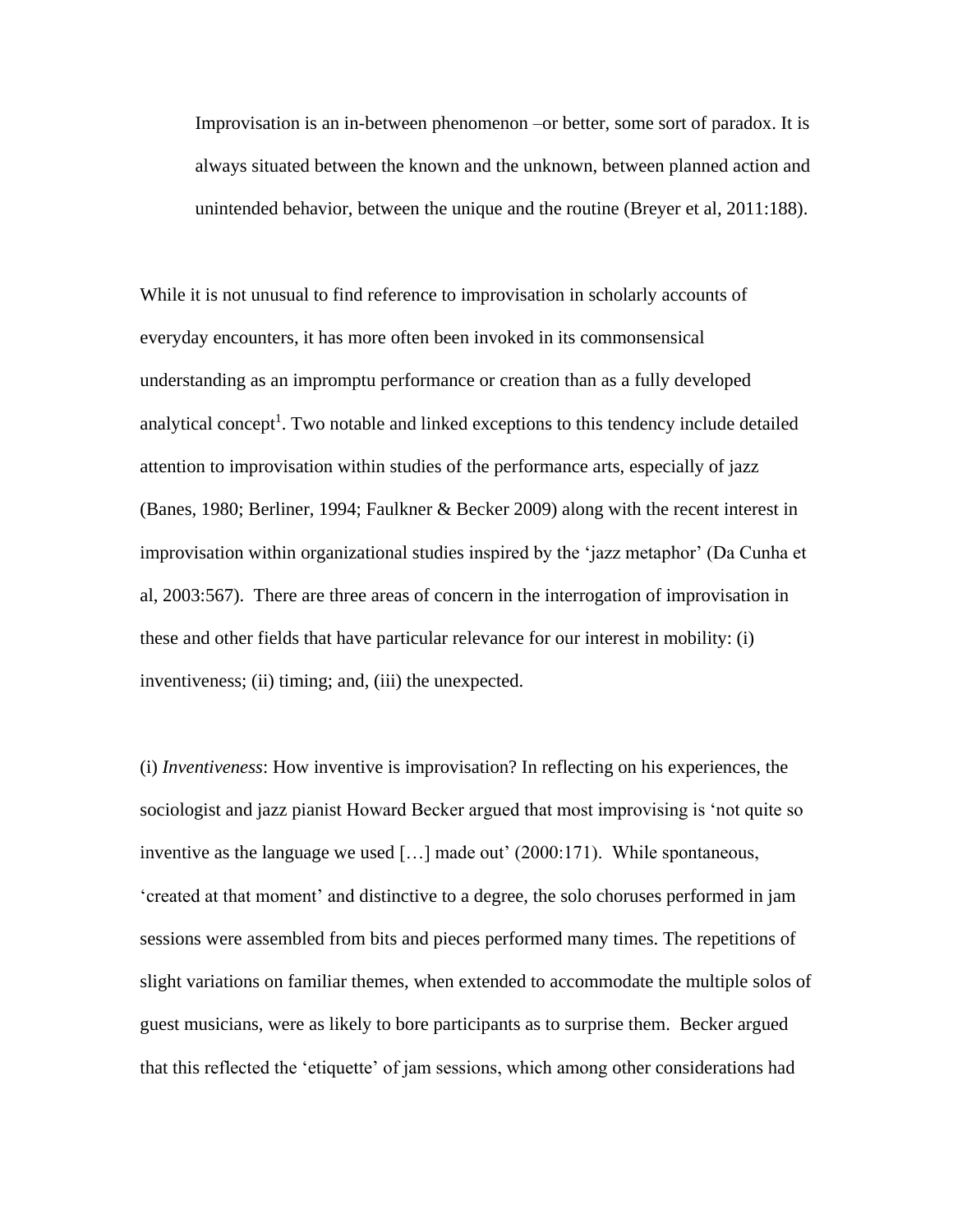> Improvisation is an in-between phenomenon –or better, some sort of paradox. It is always situated between the known and the unknown, between planned action and unintended behavior, between the unique and the routine (Breyer et al, 2011:188).

While it is not unusual to find reference to improvisation in scholarly accounts of everyday encounters, it has more often been invoked in its commonsensical understanding as an impromptu performance or creation than as a fully developed analytical concept[1]. Two notable and linked exceptions to this tendency include detailed attention to improvisation within studies of the performance arts, especially of jazz (Banes, 1980; Berliner, 1994; Faulkner & Becker 2009) along with the recent interest in improvisation within organizational studies inspired by the 'jazz metaphor' (Da Cunha et al, 2003:567). There are three areas of concern in the interrogation of improvisation in these and other fields that have particular relevance for our interest in mobility: (i) inventiveness; (ii) timing; and, (iii) the unexpected.

(i) *Inventiveness*: How inventive is improvisation? In reflecting on his experiences, the sociologist and jazz pianist Howard Becker argued that most improvising is 'not quite so inventive as the language we used […] made out' (2000:171). While spontaneous, 'created at that moment' and distinctive to a degree, the solo choruses performed in jam sessions were assembled from bits and pieces performed many times. The repetitions of slight variations on familiar themes, when extended to accommodate the multiple solos of guest musicians, were as likely to bore participants as to surprise them. Becker argued that this reflected the 'etiquette' of jam sessions, which among other considerations had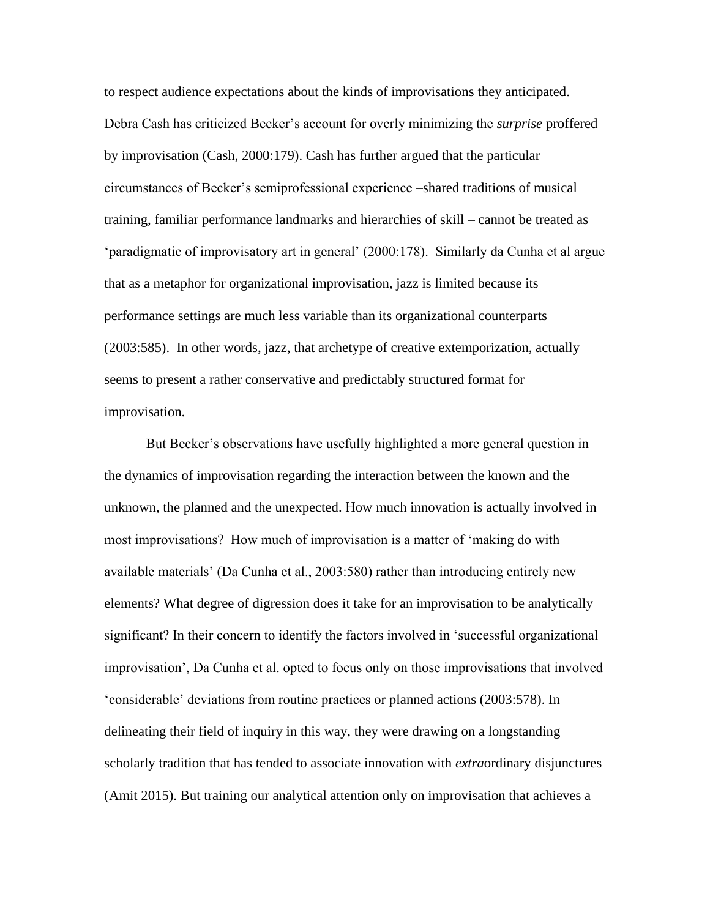to respect audience expectations about the kinds of improvisations they anticipated. Debra Cash has criticized Becker's account for overly minimizing the *surprise* proffered by improvisation (Cash, 2000:179). Cash has further argued that the particular circumstances of Becker's semiprofessional experience –shared traditions of musical training, familiar performance landmarks and hierarchies of skill – cannot be treated as 'paradigmatic of improvisatory art in general' (2000:178). Similarly da Cunha et al argue that as a metaphor for organizational improvisation, jazz is limited because its performance settings are much less variable than its organizational counterparts (2003:585). In other words, jazz, that archetype of creative extemporization, actually seems to present a rather conservative and predictably structured format for improvisation.

But Becker's observations have usefully highlighted a more general question in the dynamics of improvisation regarding the interaction between the known and the unknown, the planned and the unexpected. How much innovation is actually involved in most improvisations? How much of improvisation is a matter of 'making do with available materials' (Da Cunha et al., 2003:580) rather than introducing entirely new elements? What degree of digression does it take for an improvisation to be analytically significant? In their concern to identify the factors involved in 'successful organizational improvisation', Da Cunha et al. opted to focus only on those improvisations that involved 'considerable' deviations from routine practices or planned actions (2003:578). In delineating their field of inquiry in this way, they were drawing on a longstanding scholarly tradition that has tended to associate innovation with *extra*ordinary disjunctures (Amit 2015). But training our analytical attention only on improvisation that achieves a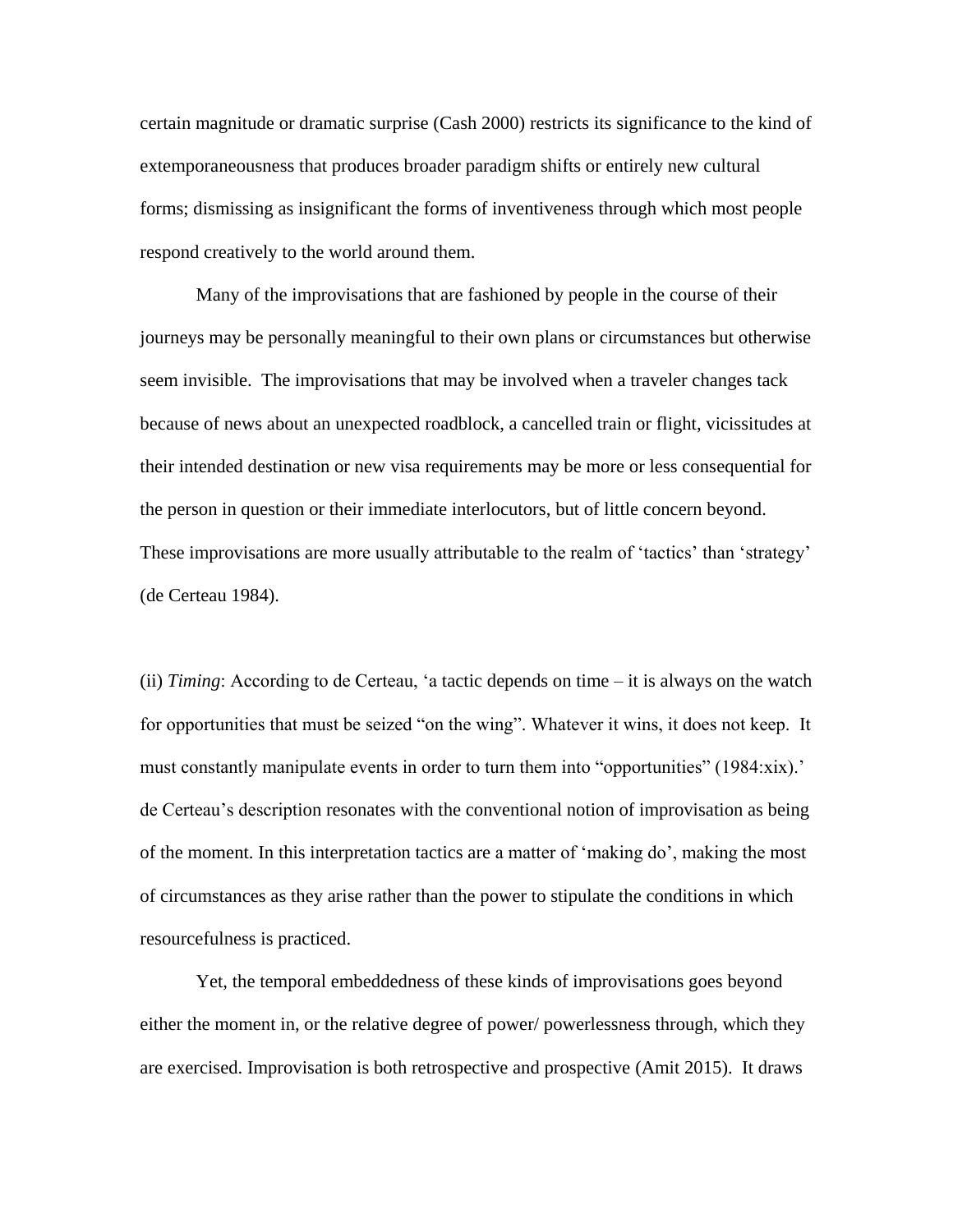certain magnitude or dramatic surprise (Cash 2000) restricts its significance to the kind of extemporaneousness that produces broader paradigm shifts or entirely new cultural forms; dismissing as insignificant the forms of inventiveness through which most people respond creatively to the world around them.

Many of the improvisations that are fashioned by people in the course of their journeys may be personally meaningful to their own plans or circumstances but otherwise seem invisible. The improvisations that may be involved when a traveler changes tack because of news about an unexpected roadblock, a cancelled train or flight, vicissitudes at their intended destination or new visa requirements may be more or less consequential for the person in question or their immediate interlocutors, but of little concern beyond. These improvisations are more usually attributable to the realm of 'tactics' than 'strategy' (de Certeau 1984).

(ii) *Timing*: According to de Certeau, 'a tactic depends on time – it is always on the watch for opportunities that must be seized "on the wing". Whatever it wins, it does not keep. It must constantly manipulate events in order to turn them into "opportunities" (1984:xix).' de Certeau's description resonates with the conventional notion of improvisation as being of the moment. In this interpretation tactics are a matter of 'making do', making the most of circumstances as they arise rather than the power to stipulate the conditions in which resourcefulness is practiced.

Yet, the temporal embeddedness of these kinds of improvisations goes beyond either the moment in, or the relative degree of power/ powerlessness through, which they are exercised. Improvisation is both retrospective and prospective (Amit 2015). It draws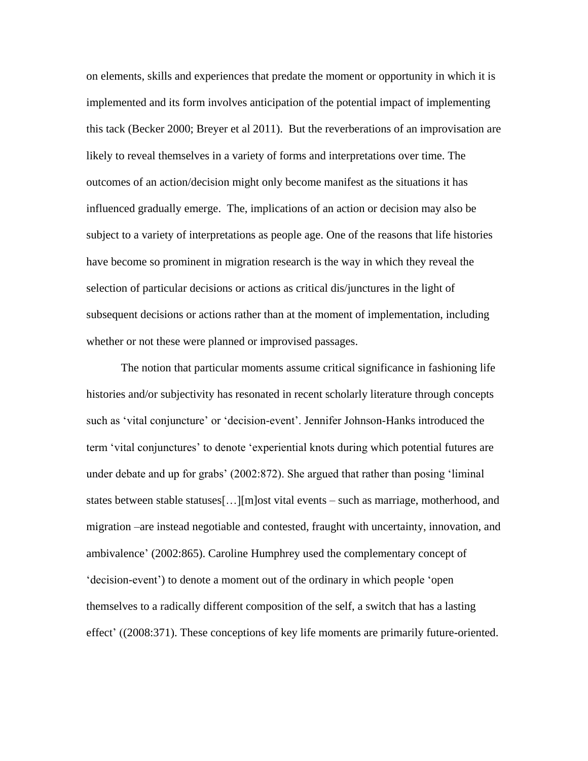on elements, skills and experiences that predate the moment or opportunity in which it is implemented and its form involves anticipation of the potential impact of implementing this tack (Becker 2000; Breyer et al 2011). But the reverberations of an improvisation are likely to reveal themselves in a variety of forms and interpretations over time. The outcomes of an action/decision might only become manifest as the situations it has influenced gradually emerge. The, implications of an action or decision may also be subject to a variety of interpretations as people age. One of the reasons that life histories have become so prominent in migration research is the way in which they reveal the selection of particular decisions or actions as critical dis/junctures in the light of subsequent decisions or actions rather than at the moment of implementation, including whether or not these were planned or improvised passages.

The notion that particular moments assume critical significance in fashioning life histories and/or subjectivity has resonated in recent scholarly literature through concepts such as 'vital conjuncture' or 'decision-event'. Jennifer Johnson-Hanks introduced the term 'vital conjunctures' to denote 'experiential knots during which potential futures are under debate and up for grabs' (2002:872). She argued that rather than posing 'liminal states between stable statuses[…][m]ost vital events – such as marriage, motherhood, and migration –are instead negotiable and contested, fraught with uncertainty, innovation, and ambivalence' (2002:865). Caroline Humphrey used the complementary concept of 'decision-event') to denote a moment out of the ordinary in which people 'open themselves to a radically different composition of the self, a switch that has a lasting effect' ((2008:371). These conceptions of key life moments are primarily future-oriented.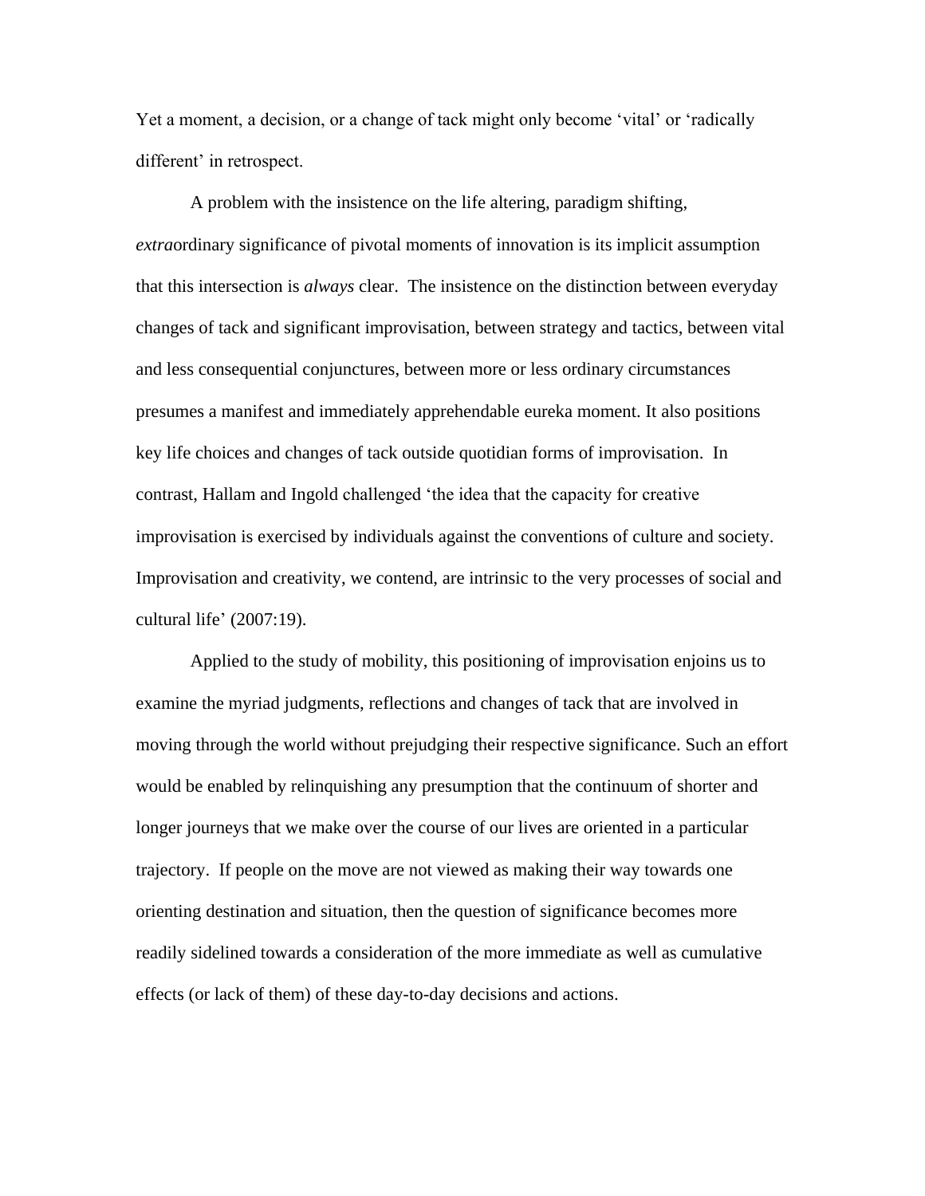Yet a moment, a decision, or a change of tack might only become 'vital' or 'radically different' in retrospect.

A problem with the insistence on the life altering, paradigm shifting, *extra*ordinary significance of pivotal moments of innovation is its implicit assumption that this intersection is *always* clear. The insistence on the distinction between everyday changes of tack and significant improvisation, between strategy and tactics, between vital and less consequential conjunctures, between more or less ordinary circumstances presumes a manifest and immediately apprehendable eureka moment. It also positions key life choices and changes of tack outside quotidian forms of improvisation. In contrast, Hallam and Ingold challenged 'the idea that the capacity for creative improvisation is exercised by individuals against the conventions of culture and society. Improvisation and creativity, we contend, are intrinsic to the very processes of social and cultural life' (2007:19).

Applied to the study of mobility, this positioning of improvisation enjoins us to examine the myriad judgments, reflections and changes of tack that are involved in moving through the world without prejudging their respective significance. Such an effort would be enabled by relinquishing any presumption that the continuum of shorter and longer journeys that we make over the course of our lives are oriented in a particular trajectory. If people on the move are not viewed as making their way towards one orienting destination and situation, then the question of significance becomes more readily sidelined towards a consideration of the more immediate as well as cumulative effects (or lack of them) of these day-to-day decisions and actions.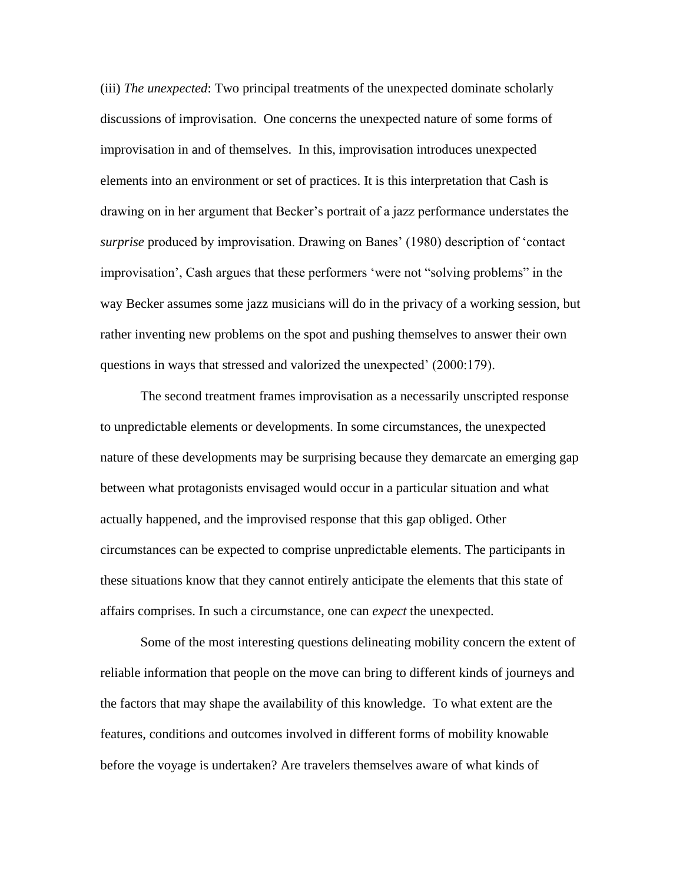(iii) *The unexpected*: Two principal treatments of the unexpected dominate scholarly discussions of improvisation. One concerns the unexpected nature of some forms of improvisation in and of themselves. In this, improvisation introduces unexpected elements into an environment or set of practices. It is this interpretation that Cash is drawing on in her argument that Becker's portrait of a jazz performance understates the *surprise* produced by improvisation. Drawing on Banes' (1980) description of 'contact improvisation', Cash argues that these performers 'were not "solving problems" in the way Becker assumes some jazz musicians will do in the privacy of a working session, but rather inventing new problems on the spot and pushing themselves to answer their own questions in ways that stressed and valorized the unexpected' (2000:179).

The second treatment frames improvisation as a necessarily unscripted response to unpredictable elements or developments. In some circumstances, the unexpected nature of these developments may be surprising because they demarcate an emerging gap between what protagonists envisaged would occur in a particular situation and what actually happened, and the improvised response that this gap obliged. Other circumstances can be expected to comprise unpredictable elements. The participants in these situations know that they cannot entirely anticipate the elements that this state of affairs comprises. In such a circumstance, one can *expect* the unexpected.

Some of the most interesting questions delineating mobility concern the extent of reliable information that people on the move can bring to different kinds of journeys and the factors that may shape the availability of this knowledge. To what extent are the features, conditions and outcomes involved in different forms of mobility knowable before the voyage is undertaken? Are travelers themselves aware of what kinds of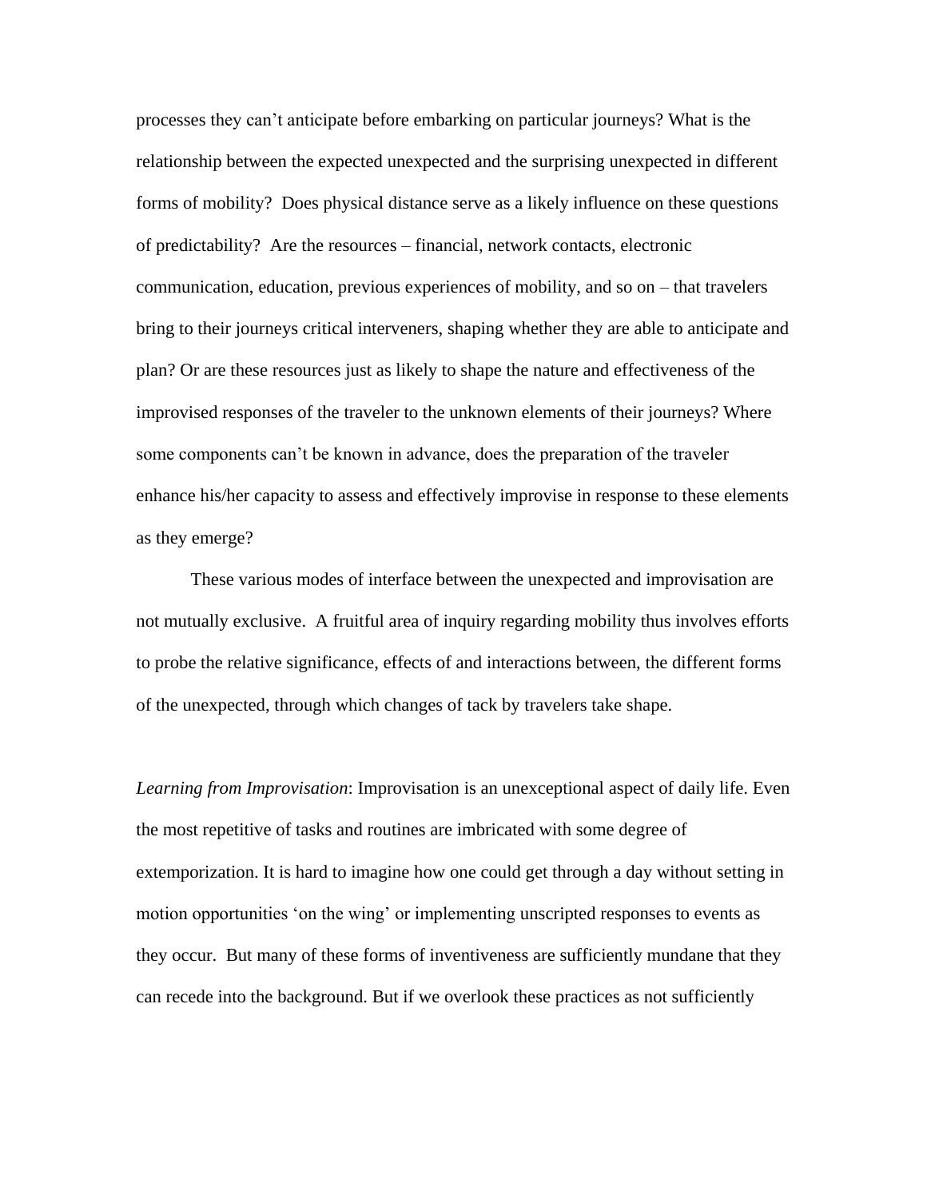processes they can't anticipate before embarking on particular journeys? What is the relationship between the expected unexpected and the surprising unexpected in different forms of mobility? Does physical distance serve as a likely influence on these questions of predictability? Are the resources – financial, network contacts, electronic communication, education, previous experiences of mobility, and so on – that travelers bring to their journeys critical interveners, shaping whether they are able to anticipate and plan? Or are these resources just as likely to shape the nature and effectiveness of the improvised responses of the traveler to the unknown elements of their journeys? Where some components can't be known in advance, does the preparation of the traveler enhance his/her capacity to assess and effectively improvise in response to these elements as they emerge?

These various modes of interface between the unexpected and improvisation are not mutually exclusive. A fruitful area of inquiry regarding mobility thus involves efforts to probe the relative significance, effects of and interactions between, the different forms of the unexpected, through which changes of tack by travelers take shape.

*Learning from Improvisation*: Improvisation is an unexceptional aspect of daily life. Even the most repetitive of tasks and routines are imbricated with some degree of extemporization. It is hard to imagine how one could get through a day without setting in motion opportunities 'on the wing' or implementing unscripted responses to events as they occur. But many of these forms of inventiveness are sufficiently mundane that they can recede into the background. But if we overlook these practices as not sufficiently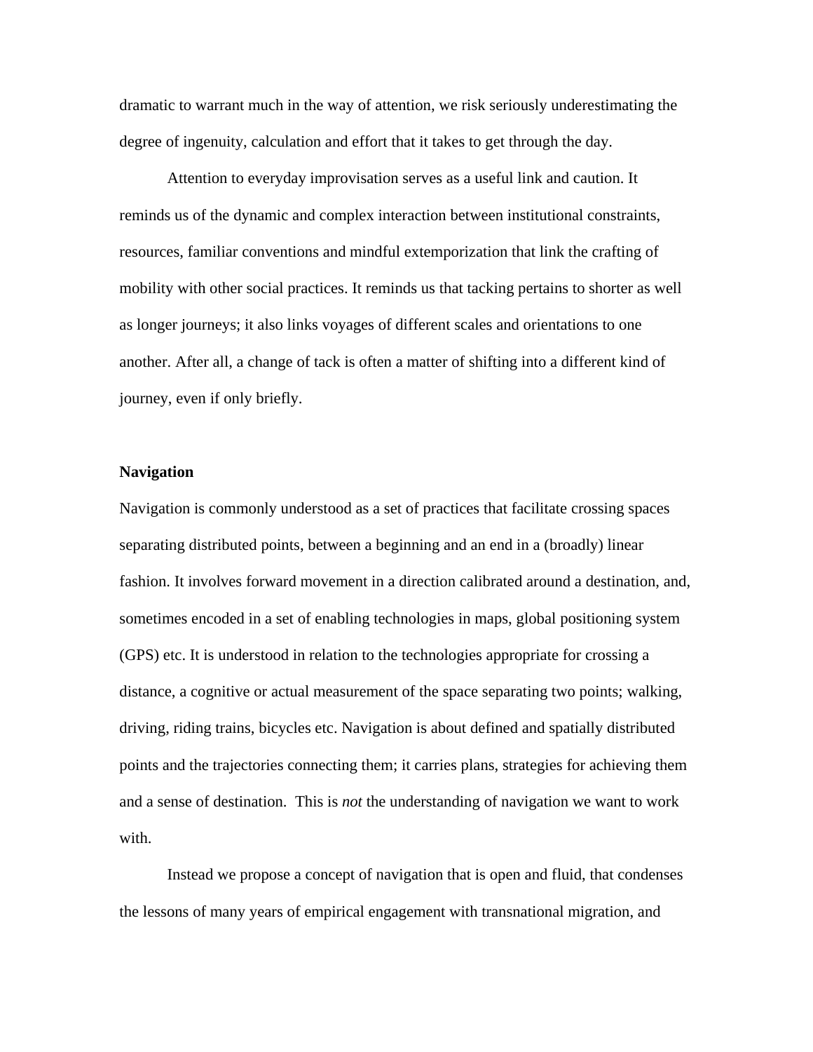dramatic to warrant much in the way of attention, we risk seriously underestimating the degree of ingenuity, calculation and effort that it takes to get through the day.

Attention to everyday improvisation serves as a useful link and caution. It reminds us of the dynamic and complex interaction between institutional constraints, resources, familiar conventions and mindful extemporization that link the crafting of mobility with other social practices. It reminds us that tacking pertains to shorter as well as longer journeys; it also links voyages of different scales and orientations to one another. After all, a change of tack is often a matter of shifting into a different kind of journey, even if only briefly.

**Navigation**

Navigation is commonly understood as a set of practices that facilitate crossing spaces separating distributed points, between a beginning and an end in a (broadly) linear fashion. It involves forward movement in a direction calibrated around a destination, and, sometimes encoded in a set of enabling technologies in maps, global positioning system (GPS) etc. It is understood in relation to the technologies appropriate for crossing a distance, a cognitive or actual measurement of the space separating two points; walking, driving, riding trains, bicycles etc. Navigation is about defined and spatially distributed points and the trajectories connecting them; it carries plans, strategies for achieving them and a sense of destination. This is *not* the understanding of navigation we want to work with.

Instead we propose a concept of navigation that is open and fluid, that condenses the lessons of many years of empirical engagement with transnational migration, and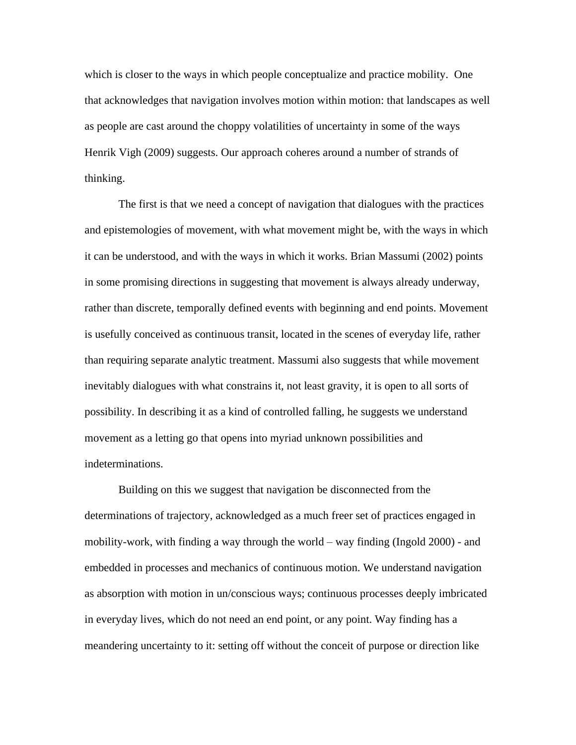which is closer to the ways in which people conceptualize and practice mobility. One that acknowledges that navigation involves motion within motion: that landscapes as well as people are cast around the choppy volatilities of uncertainty in some of the ways Henrik Vigh (2009) suggests. Our approach coheres around a number of strands of thinking.

The first is that we need a concept of navigation that dialogues with the practices and epistemologies of movement, with what movement might be, with the ways in which it can be understood, and with the ways in which it works. Brian Massumi (2002) points in some promising directions in suggesting that movement is always already underway, rather than discrete, temporally defined events with beginning and end points. Movement is usefully conceived as continuous transit, located in the scenes of everyday life, rather than requiring separate analytic treatment. Massumi also suggests that while movement inevitably dialogues with what constrains it, not least gravity, it is open to all sorts of possibility. In describing it as a kind of controlled falling, he suggests we understand movement as a letting go that opens into myriad unknown possibilities and indeterminations.

Building on this we suggest that navigation be disconnected from the determinations of trajectory, acknowledged as a much freer set of practices engaged in mobility-work, with finding a way through the world – way finding (Ingold 2000) - and embedded in processes and mechanics of continuous motion. We understand navigation as absorption with motion in un/conscious ways; continuous processes deeply imbricated in everyday lives, which do not need an end point, or any point. Way finding has a meandering uncertainty to it: setting off without the conceit of purpose or direction like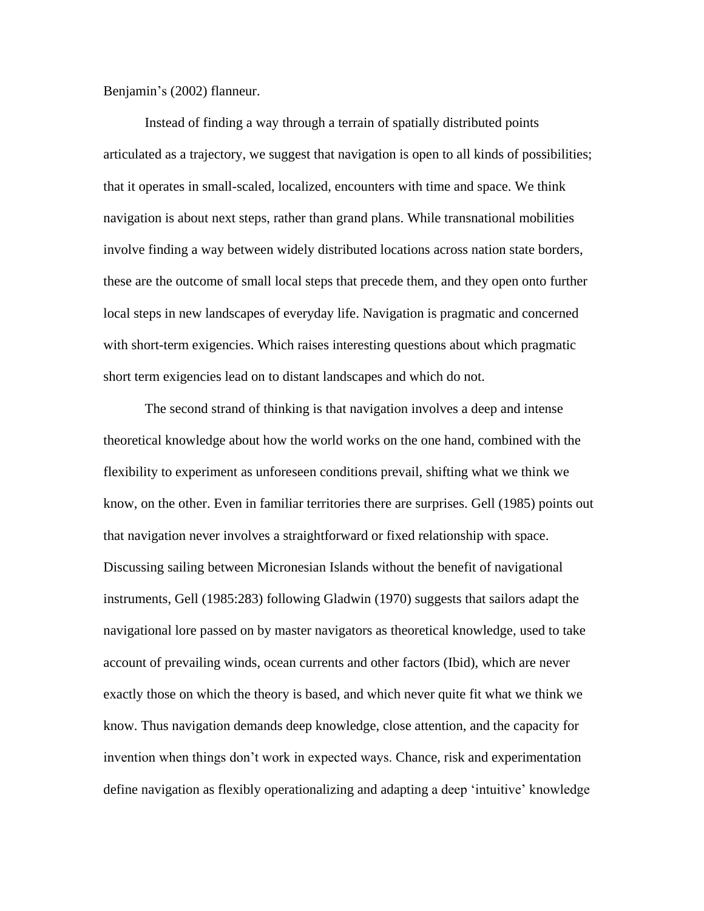Benjamin's (2002) flanneur.

Instead of finding a way through a terrain of spatially distributed points articulated as a trajectory, we suggest that navigation is open to all kinds of possibilities; that it operates in small-scaled, localized, encounters with time and space. We think navigation is about next steps, rather than grand plans. While transnational mobilities involve finding a way between widely distributed locations across nation state borders, these are the outcome of small local steps that precede them, and they open onto further local steps in new landscapes of everyday life. Navigation is pragmatic and concerned with short-term exigencies. Which raises interesting questions about which pragmatic short term exigencies lead on to distant landscapes and which do not.

The second strand of thinking is that navigation involves a deep and intense theoretical knowledge about how the world works on the one hand, combined with the flexibility to experiment as unforeseen conditions prevail, shifting what we think we know, on the other. Even in familiar territories there are surprises. Gell (1985) points out that navigation never involves a straightforward or fixed relationship with space. Discussing sailing between Micronesian Islands without the benefit of navigational instruments, Gell (1985:283) following Gladwin (1970) suggests that sailors adapt the navigational lore passed on by master navigators as theoretical knowledge, used to take account of prevailing winds, ocean currents and other factors (Ibid), which are never exactly those on which the theory is based, and which never quite fit what we think we know. Thus navigation demands deep knowledge, close attention, and the capacity for invention when things don't work in expected ways. Chance, risk and experimentation define navigation as flexibly operationalizing and adapting a deep 'intuitive' knowledge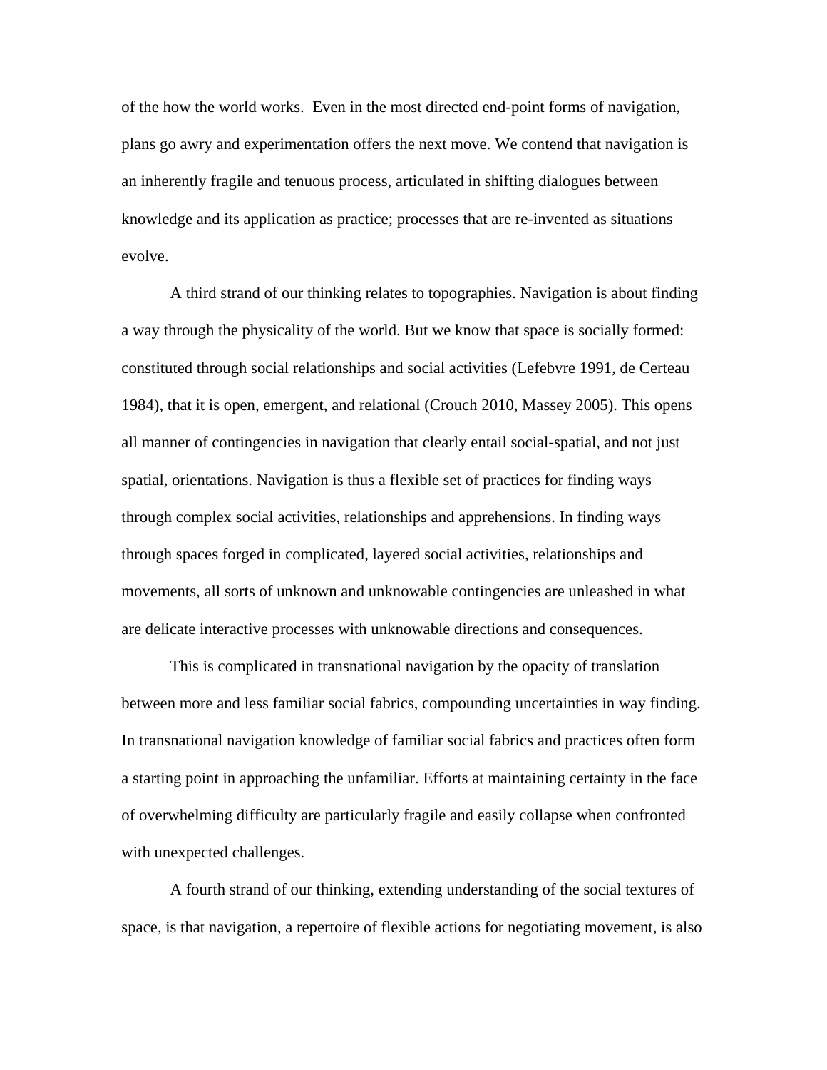of the how the world works. Even in the most directed end-point forms of navigation, plans go awry and experimentation offers the next move. We contend that navigation is an inherently fragile and tenuous process, articulated in shifting dialogues between knowledge and its application as practice; processes that are re-invented as situations evolve.

A third strand of our thinking relates to topographies. Navigation is about finding a way through the physicality of the world. But we know that space is socially formed: constituted through social relationships and social activities (Lefebvre 1991, de Certeau 1984), that it is open, emergent, and relational (Crouch 2010, Massey 2005). This opens all manner of contingencies in navigation that clearly entail social-spatial, and not just spatial, orientations. Navigation is thus a flexible set of practices for finding ways through complex social activities, relationships and apprehensions. In finding ways through spaces forged in complicated, layered social activities, relationships and movements, all sorts of unknown and unknowable contingencies are unleashed in what are delicate interactive processes with unknowable directions and consequences.

This is complicated in transnational navigation by the opacity of translation between more and less familiar social fabrics, compounding uncertainties in way finding. In transnational navigation knowledge of familiar social fabrics and practices often form a starting point in approaching the unfamiliar. Efforts at maintaining certainty in the face of overwhelming difficulty are particularly fragile and easily collapse when confronted with unexpected challenges.

A fourth strand of our thinking, extending understanding of the social textures of space, is that navigation, a repertoire of flexible actions for negotiating movement, is also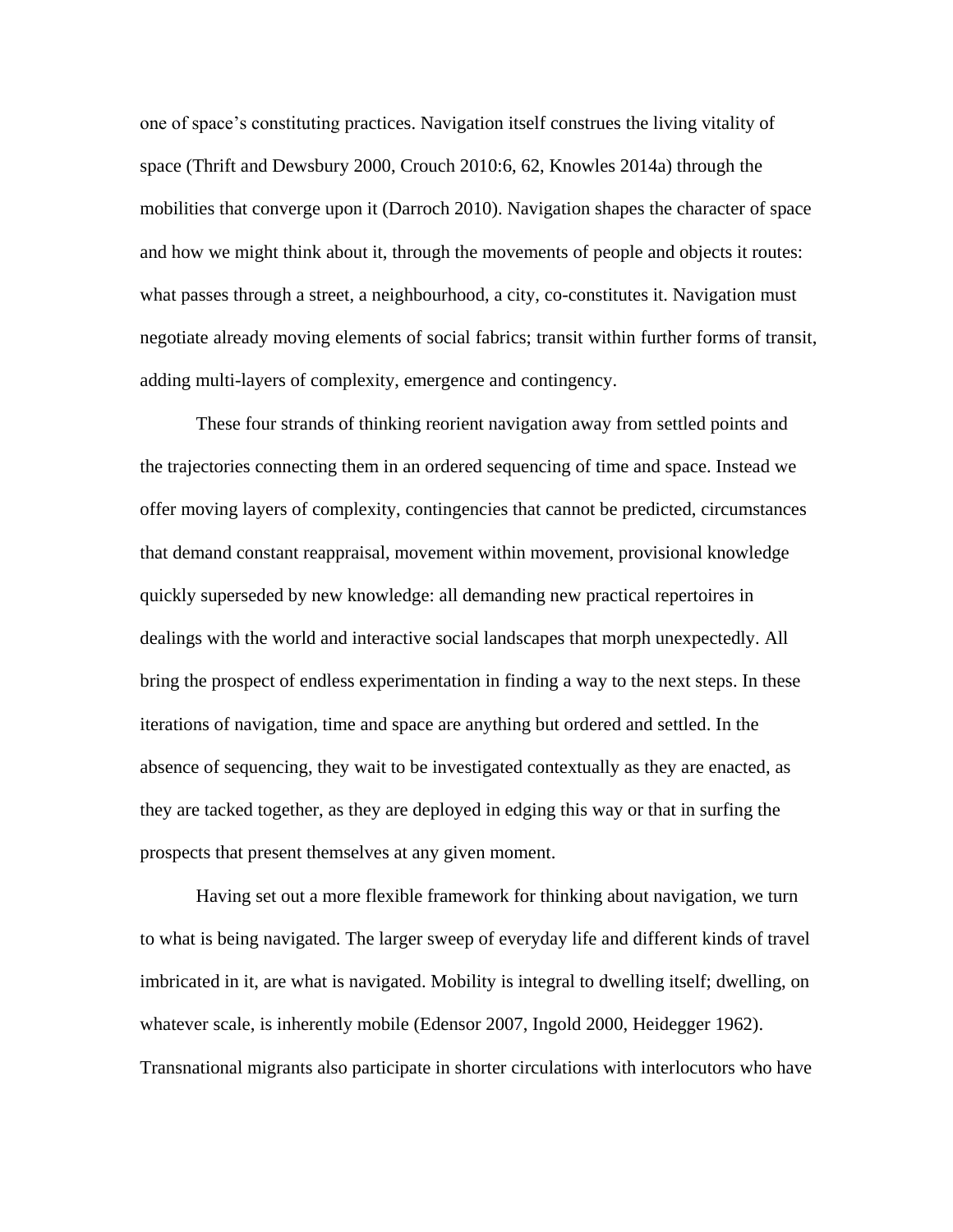one of space's constituting practices. Navigation itself construes the living vitality of space (Thrift and Dewsbury 2000, Crouch 2010:6, 62, Knowles 2014a) through the mobilities that converge upon it (Darroch 2010). Navigation shapes the character of space and how we might think about it, through the movements of people and objects it routes: what passes through a street, a neighbourhood, a city, co-constitutes it. Navigation must negotiate already moving elements of social fabrics; transit within further forms of transit, adding multi-layers of complexity, emergence and contingency.

These four strands of thinking reorient navigation away from settled points and the trajectories connecting them in an ordered sequencing of time and space. Instead we offer moving layers of complexity, contingencies that cannot be predicted, circumstances that demand constant reappraisal, movement within movement, provisional knowledge quickly superseded by new knowledge: all demanding new practical repertoires in dealings with the world and interactive social landscapes that morph unexpectedly. All bring the prospect of endless experimentation in finding a way to the next steps. In these iterations of navigation, time and space are anything but ordered and settled. In the absence of sequencing, they wait to be investigated contextually as they are enacted, as they are tacked together, as they are deployed in edging this way or that in surfing the prospects that present themselves at any given moment.

Having set out a more flexible framework for thinking about navigation, we turn to what is being navigated. The larger sweep of everyday life and different kinds of travel imbricated in it, are what is navigated. Mobility is integral to dwelling itself; dwelling, on whatever scale, is inherently mobile (Edensor 2007, Ingold 2000, Heidegger 1962). Transnational migrants also participate in shorter circulations with interlocutors who have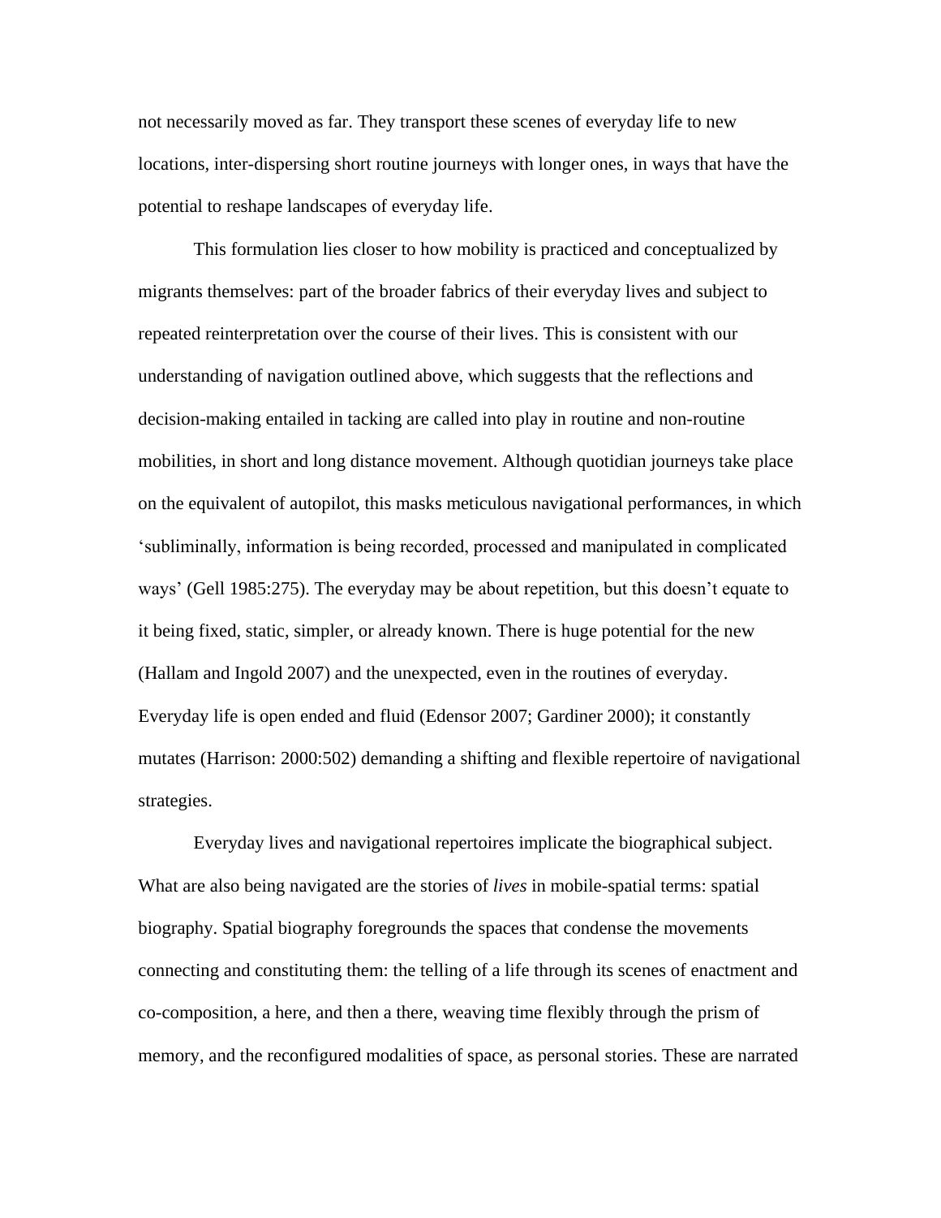not necessarily moved as far. They transport these scenes of everyday life to new locations, inter-dispersing short routine journeys with longer ones, in ways that have the potential to reshape landscapes of everyday life.

This formulation lies closer to how mobility is practiced and conceptualized by migrants themselves: part of the broader fabrics of their everyday lives and subject to repeated reinterpretation over the course of their lives. This is consistent with our understanding of navigation outlined above, which suggests that the reflections and decision-making entailed in tacking are called into play in routine and non-routine mobilities, in short and long distance movement. Although quotidian journeys take place on the equivalent of autopilot, this masks meticulous navigational performances, in which 'subliminally, information is being recorded, processed and manipulated in complicated ways' (Gell 1985:275). The everyday may be about repetition, but this doesn't equate to it being fixed, static, simpler, or already known. There is huge potential for the new (Hallam and Ingold 2007) and the unexpected, even in the routines of everyday. Everyday life is open ended and fluid (Edensor 2007; Gardiner 2000); it constantly mutates (Harrison: 2000:502) demanding a shifting and flexible repertoire of navigational strategies.

Everyday lives and navigational repertoires implicate the biographical subject. What are also being navigated are the stories of *lives* in mobile-spatial terms: spatial biography. Spatial biography foregrounds the spaces that condense the movements connecting and constituting them: the telling of a life through its scenes of enactment and co-composition, a here, and then a there, weaving time flexibly through the prism of memory, and the reconfigured modalities of space, as personal stories. These are narrated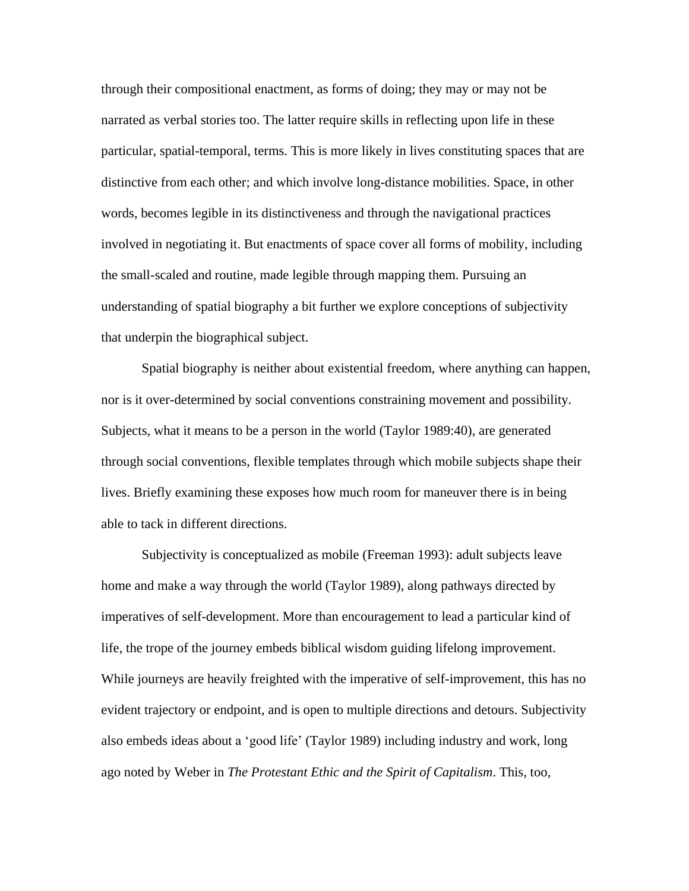through their compositional enactment, as forms of doing; they may or may not be narrated as verbal stories too. The latter require skills in reflecting upon life in these particular, spatial-temporal, terms. This is more likely in lives constituting spaces that are distinctive from each other; and which involve long-distance mobilities. Space, in other words, becomes legible in its distinctiveness and through the navigational practices involved in negotiating it. But enactments of space cover all forms of mobility, including the small-scaled and routine, made legible through mapping them. Pursuing an understanding of spatial biography a bit further we explore conceptions of subjectivity that underpin the biographical subject.

Spatial biography is neither about existential freedom, where anything can happen, nor is it over-determined by social conventions constraining movement and possibility. Subjects, what it means to be a person in the world (Taylor 1989:40), are generated through social conventions, flexible templates through which mobile subjects shape their lives. Briefly examining these exposes how much room for maneuver there is in being able to tack in different directions.

Subjectivity is conceptualized as mobile (Freeman 1993): adult subjects leave home and make a way through the world (Taylor 1989), along pathways directed by imperatives of self-development. More than encouragement to lead a particular kind of life, the trope of the journey embeds biblical wisdom guiding lifelong improvement. While journeys are heavily freighted with the imperative of self-improvement, this has no evident trajectory or endpoint, and is open to multiple directions and detours. Subjectivity also embeds ideas about a 'good life' (Taylor 1989) including industry and work, long ago noted by Weber in *The Protestant Ethic and the Spirit of Capitalism*. This, too,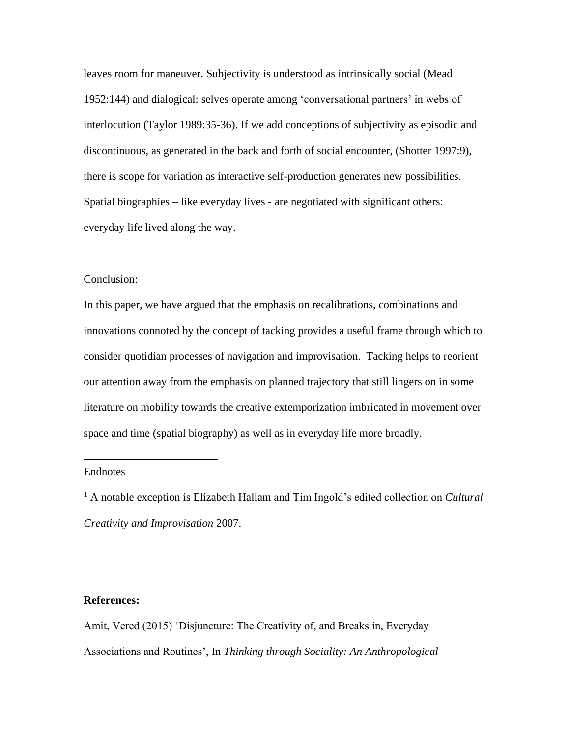leaves room for maneuver. Subjectivity is understood as intrinsically social (Mead 1952:144) and dialogical: selves operate among 'conversational partners' in webs of interlocution (Taylor 1989:35-36). If we add conceptions of subjectivity as episodic and discontinuous, as generated in the back and forth of social encounter, (Shotter 1997:9), there is scope for variation as interactive self-production generates new possibilities. Spatial biographies – like everyday lives - are negotiated with significant others: everyday life lived along the way.

Conclusion:

In this paper, we have argued that the emphasis on recalibrations, combinations and innovations connoted by the concept of tacking provides a useful frame through which to consider quotidian processes of navigation and improvisation. Tacking helps to reorient our attention away from the emphasis on planned trajectory that still lingers on in some literature on mobility towards the creative extemporization imbricated in movement over space and time (spatial biography) as well as in everyday life more broadly.

---

Endnotes

[1] A notable exception is Elizabeth Hallam and Tim Ingold's edited collection on *Cultural Creativity and Improvisation* 2007.

**References:**

Amit, Vered (2015) 'Disjuncture: The Creativity of, and Breaks in, Everyday Associations and Routines', In *Thinking through Sociality: An Anthropological*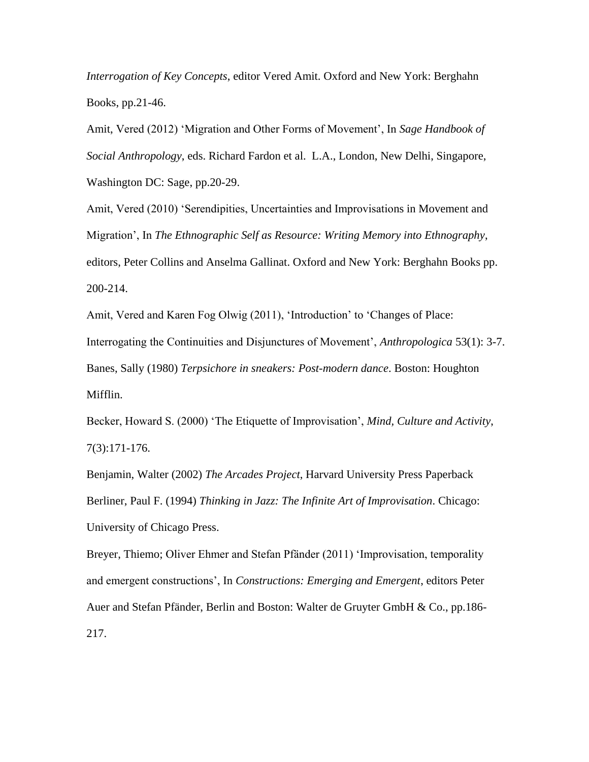*Interrogation of Key Concepts*, editor Vered Amit. Oxford and New York: Berghahn Books, pp.21-46.

Amit, Vered (2012) 'Migration and Other Forms of Movement', In *Sage Handbook of Social Anthropology*, eds. Richard Fardon et al. L.A., London, New Delhi, Singapore, Washington DC: Sage, pp.20-29.

Amit, Vered (2010) 'Serendipities, Uncertainties and Improvisations in Movement and Migration', In *The Ethnographic Self as Resource: Writing Memory into Ethnography*, editors, Peter Collins and Anselma Gallinat. Oxford and New York: Berghahn Books pp. 200-214.

Amit, Vered and Karen Fog Olwig (2011), 'Introduction' to 'Changes of Place: Interrogating the Continuities and Disjunctures of Movement', *Anthropologica* 53(1): 3-7.

Banes, Sally (1980) *Terpsichore in sneakers: Post-modern dance*. Boston: Houghton Mifflin.

Becker, Howard S. (2000) 'The Etiquette of Improvisation', *Mind, Culture and Activity*, 7(3):171-176.

Benjamin, Walter (2002) *The Arcades Project*, Harvard University Press Paperback

Berliner, Paul F. (1994) *Thinking in Jazz: The Infinite Art of Improvisation*. Chicago: University of Chicago Press.

Breyer, Thiemo; Oliver Ehmer and Stefan Pfänder (2011) 'Improvisation, temporality and emergent constructions', In *Constructions: Emerging and Emergent*, editors Peter Auer and Stefan Pfänder, Berlin and Boston: Walter de Gruyter GmbH & Co., pp.186-217.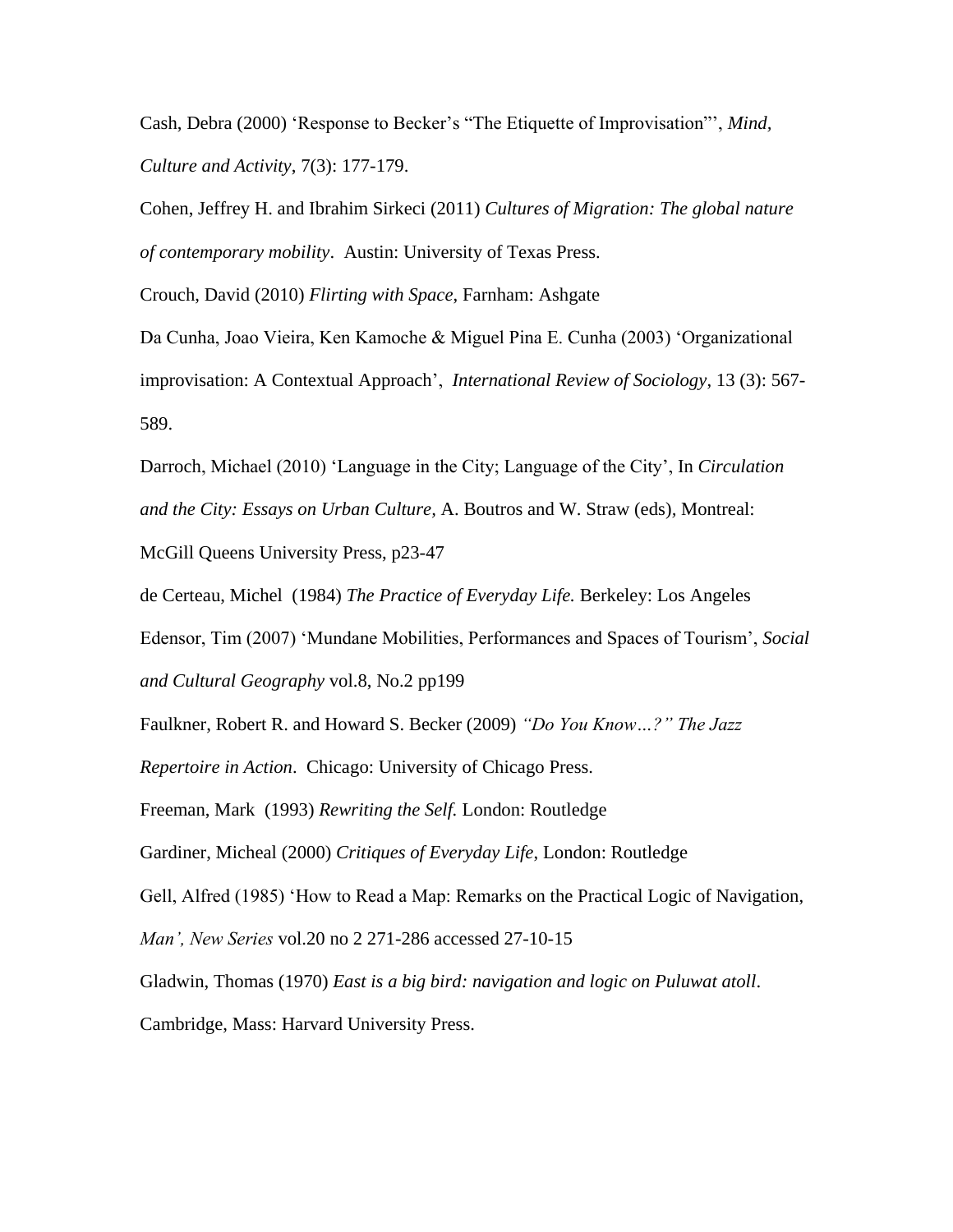Cash, Debra (2000) 'Response to Becker's "The Etiquette of Improvisation"', *Mind, Culture and Activity*, 7(3): 177-179.

Cohen, Jeffrey H. and Ibrahim Sirkeci (2011) *Cultures of Migration: The global nature of contemporary mobility*. Austin: University of Texas Press.

Crouch, David (2010) *Flirting with Space*, Farnham: Ashgate

Da Cunha, Joao Vieira, Ken Kamoche & Miguel Pina E. Cunha (2003) 'Organizational improvisation: A Contextual Approach', *International Review of Sociology*, 13 (3): 567-589.

Darroch, Michael (2010) 'Language in the City; Language of the City', In *Circulation and the City: Essays on Urban Culture,* A. Boutros and W. Straw (eds), Montreal: McGill Queens University Press, p23-47

de Certeau, Michel (1984) *The Practice of Everyday Life.* Berkeley: Los Angeles

Edensor, Tim (2007) 'Mundane Mobilities, Performances and Spaces of Tourism', *Social and Cultural Geography* vol.8, No.2 pp199

Faulkner, Robert R. and Howard S. Becker (2009) *"Do You Know…?" The Jazz Repertoire in Action*. Chicago: University of Chicago Press.

Freeman, Mark (1993) *Rewriting the Self.* London: Routledge

Gardiner, Micheal (2000) *Critiques of Everyday Life*, London: Routledge

Gell, Alfred (1985) 'How to Read a Map: Remarks on the Practical Logic of Navigation, *Man', New Series* vol.20 no 2 271-286 accessed 27-10-15

Gladwin, Thomas (1970) *East is a big bird: navigation and logic on Puluwat atoll*. Cambridge, Mass: Harvard University Press.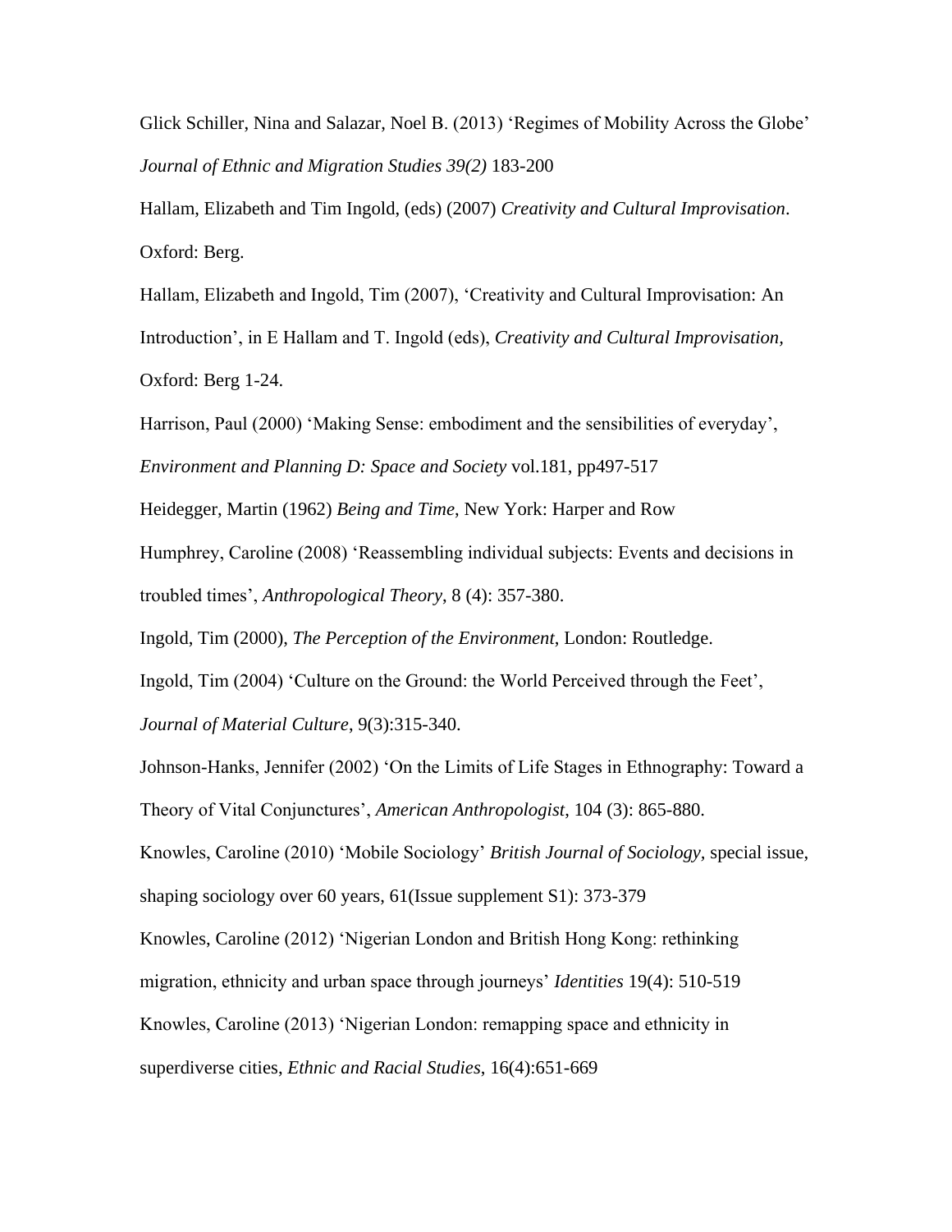Glick Schiller, Nina and Salazar, Noel B. (2013) 'Regimes of Mobility Across the Globe' *Journal of Ethnic and Migration Studies 39(2)* 183-200

Hallam, Elizabeth and Tim Ingold, (eds) (2007) *Creativity and Cultural Improvisation*. Oxford: Berg.

Hallam, Elizabeth and Ingold, Tim (2007), 'Creativity and Cultural Improvisation: An Introduction', in E Hallam and T. Ingold (eds), *Creativity and Cultural Improvisation*, Oxford: Berg 1-24.

Harrison, Paul (2000) 'Making Sense: embodiment and the sensibilities of everyday', *Environment and Planning D: Space and Society* vol.181, pp497-517

Heidegger, Martin (1962) *Being and Time*, New York: Harper and Row

Humphrey, Caroline (2008) 'Reassembling individual subjects: Events and decisions in troubled times', *Anthropological Theory*, 8 (4): 357-380.

Ingold, Tim (2000), *The Perception of the Environment*, London: Routledge.

Ingold, Tim (2004) 'Culture on the Ground: the World Perceived through the Feet', *Journal of Material Culture*, 9(3):315-340.

Johnson-Hanks, Jennifer (2002) 'On the Limits of Life Stages in Ethnography: Toward a Theory of Vital Conjunctures', *American Anthropologist*, 104 (3): 865-880.

Knowles, Caroline (2010) 'Mobile Sociology' *British Journal of Sociology,* special issue, shaping sociology over 60 years, 61(Issue supplement S1): 373-379

Knowles, Caroline (2012) 'Nigerian London and British Hong Kong: rethinking migration, ethnicity and urban space through journeys' *Identities* 19(4): 510-519

Knowles, Caroline (2013) 'Nigerian London: remapping space and ethnicity in superdiverse cities, *Ethnic and Racial Studies,* 16(4):651-669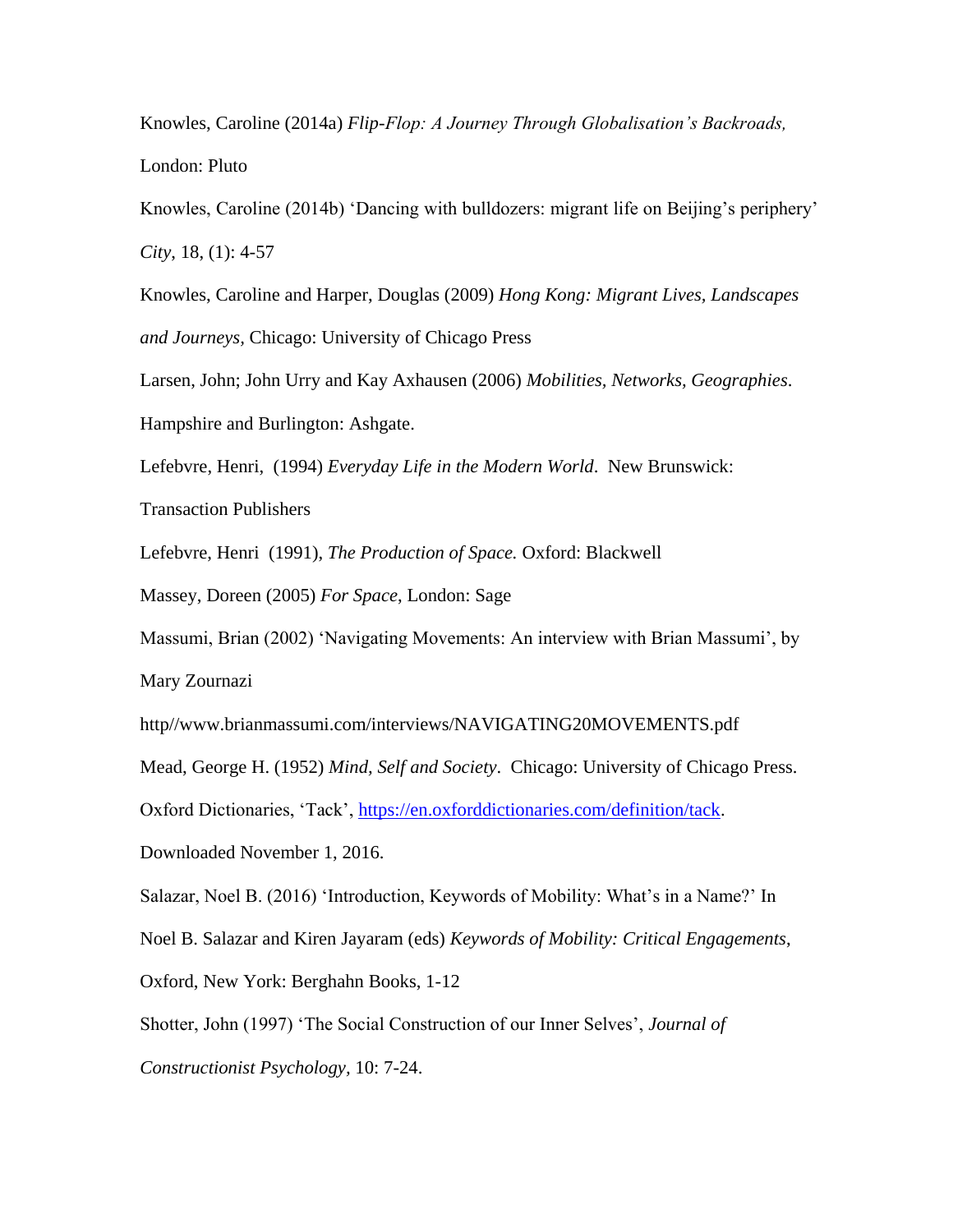Knowles, Caroline (2014a) *Flip-Flop: A Journey Through Globalisation's Backroads,* London: Pluto

Knowles, Caroline (2014b) 'Dancing with bulldozers: migrant life on Beijing's periphery' *City*, 18, (1): 4-57

Knowles, Caroline and Harper, Douglas (2009) *Hong Kong: Migrant Lives, Landscapes and Journeys*, Chicago: University of Chicago Press

Larsen, John; John Urry and Kay Axhausen (2006) *Mobilities, Networks, Geographies*. Hampshire and Burlington: Ashgate.

Lefebvre, Henri, (1994) *Everyday Life in the Modern World*. New Brunswick: Transaction Publishers

Lefebvre, Henri (1991), *The Production of Space.* Oxford: Blackwell

Massey, Doreen (2005) *For Space*, London: Sage

Massumi, Brian (2002) 'Navigating Movements: An interview with Brian Massumi', by Mary Zournazi http//www.brianmassumi.com/interviews/NAVIGATING20MOVEMENTS.pdf

Mead, George H. (1952) *Mind, Self and Society*. Chicago: University of Chicago Press.

Oxford Dictionaries, 'Tack', https://en.oxforddictionaries.com/definition/tack. Downloaded November 1, 2016.

Salazar, Noel B. (2016) 'Introduction, Keywords of Mobility: What's in a Name?' In Noel B. Salazar and Kiren Jayaram (eds) *Keywords of Mobility: Critical Engagements*, Oxford, New York: Berghahn Books, 1-12

Shotter, John (1997) 'The Social Construction of our Inner Selves', *Journal of Constructionist Psychology*, 10: 7-24.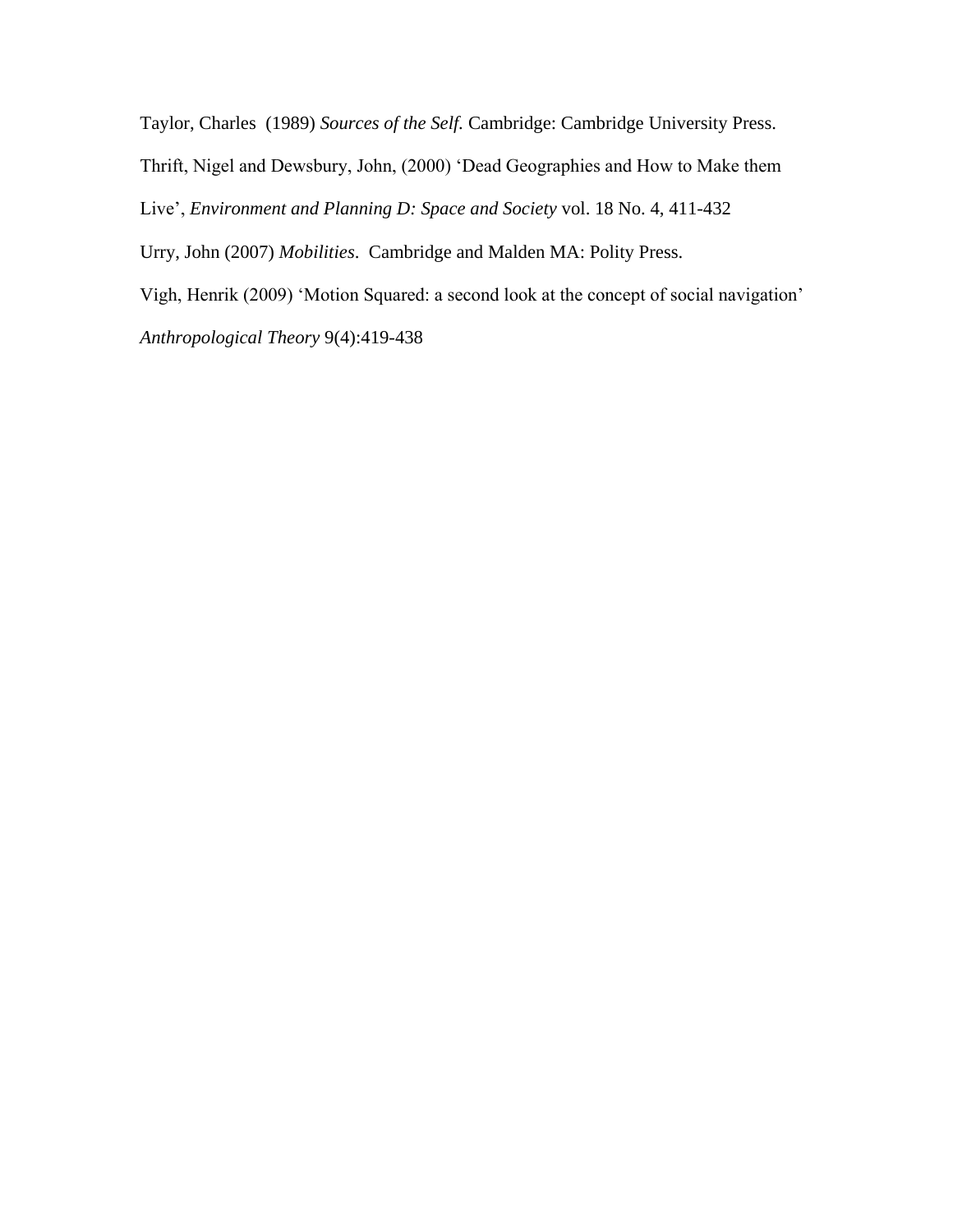Taylor, Charles (1989) *Sources of the Self.* Cambridge: Cambridge University Press.

Thrift, Nigel and Dewsbury, John, (2000) 'Dead Geographies and How to Make them Live', *Environment and Planning D: Space and Society* vol. 18 No. 4, 411-432

Urry, John (2007) *Mobilities*. Cambridge and Malden MA: Polity Press.

Vigh, Henrik (2009) 'Motion Squared: a second look at the concept of social navigation' *Anthropological Theory* 9(4):419-438